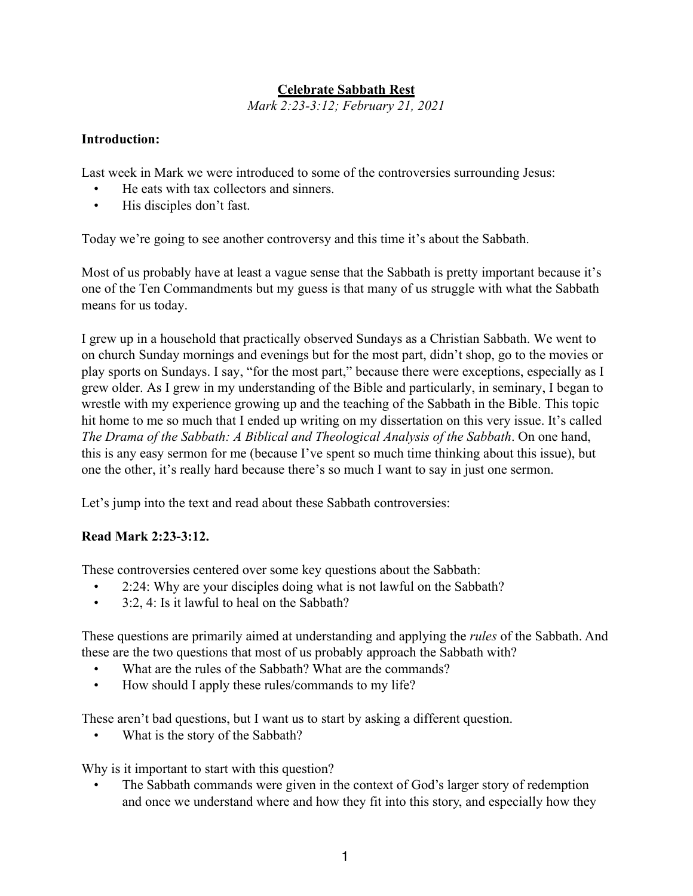**Celebrate Sabbath Rest**

*Mark 2:23-3:12; February 21, 2021*

**Introduction:**

Last week in Mark we were introduced to some of the controversies surrounding Jesus:

- He eats with tax collectors and sinners.
- His disciples don't fast.

Today we're going to see another controversy and this time it's about the Sabbath.

Most of us probably have at least a vague sense that the Sabbath is pretty important because it's one of the Ten Commandments but my guess is that many of us struggle with what the Sabbath means for us today.

I grew up in a household that practically observed Sundays as a Christian Sabbath. We went to on church Sunday mornings and evenings but for the most part, didn't shop, go to the movies or play sports on Sundays. I say, "for the most part," because there were exceptions, especially as I grew older. As I grew in my understanding of the Bible and particularly, in seminary, I began to wrestle with my experience growing up and the teaching of the Sabbath in the Bible. This topic hit home to me so much that I ended up writing on my dissertation on this very issue. It's called *The Drama of the Sabbath: A Biblical and Theological Analysis of the Sabbath*. On one hand, this is any easy sermon for me (because I've spent so much time thinking about this issue), but one the other, it's really hard because there's so much I want to say in just one sermon.

Let's jump into the text and read about these Sabbath controversies:

**Read Mark 2:23-3:12.**

These controversies centered over some key questions about the Sabbath:

- 2:24: Why are your disciples doing what is not lawful on the Sabbath?
- 3:2, 4: Is it lawful to heal on the Sabbath?

These questions are primarily aimed at understanding and applying the *rules* of the Sabbath. And these are the two questions that most of us probably approach the Sabbath with?

- What are the rules of the Sabbath? What are the commands?
- How should I apply these rules/commands to my life?

These aren't bad questions, but I want us to start by asking a different question.

- What is the story of the Sabbath?

Why is it important to start with this question?

- The Sabbath commands were given in the context of God's larger story of redemption and once we understand where and how they fit into this story, and especially how they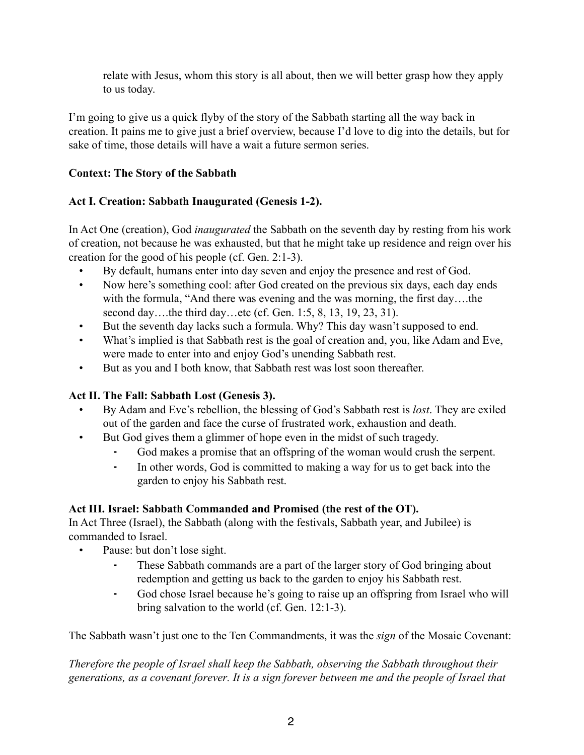relate with Jesus, whom this story is all about, then we will better grasp how they apply to us today.

I'm going to give us a quick flyby of the story of the Sabbath starting all the way back in creation. It pains me to give just a brief overview, because I'd love to dig into the details, but for sake of time, those details will have a wait a future sermon series.

**Context: The Story of the Sabbath**

**Act I. Creation: Sabbath Inaugurated (Genesis 1-2).**

In Act One (creation), God *inaugurated* the Sabbath on the seventh day by resting from his work of creation, not because he was exhausted, but that he might take up residence and reign over his creation for the good of his people (cf. Gen. 2:1-3).

- By default, humans enter into day seven and enjoy the presence and rest of God.
- Now here's something cool: after God created on the previous six days, each day ends with the formula, "And there was evening and the was morning, the first day….the second day….the third day…etc (cf. Gen. 1:5, 8, 13, 19, 23, 31).
- But the seventh day lacks such a formula. Why? This day wasn't supposed to end.
- What's implied is that Sabbath rest is the goal of creation and, you, like Adam and Eve, were made to enter into and enjoy God's unending Sabbath rest.
- But as you and I both know, that Sabbath rest was lost soon thereafter.

**Act II. The Fall: Sabbath Lost (Genesis 3).**

- By Adam and Eve's rebellion, the blessing of God's Sabbath rest is *lost*. They are exiled out of the garden and face the curse of frustrated work, exhaustion and death.
- But God gives them a glimmer of hope even in the midst of such tragedy.
  - God makes a promise that an offspring of the woman would crush the serpent.
  - In other words, God is committed to making a way for us to get back into the garden to enjoy his Sabbath rest.

**Act III. Israel: Sabbath Commanded and Promised (the rest of the OT).**

In Act Three (Israel), the Sabbath (along with the festivals, Sabbath year, and Jubilee) is commanded to Israel.

- Pause: but don't lose sight.
  - These Sabbath commands are a part of the larger story of God bringing about redemption and getting us back to the garden to enjoy his Sabbath rest.
  - God chose Israel because he's going to raise up an offspring from Israel who will bring salvation to the world (cf. Gen. 12:1-3).

The Sabbath wasn't just one to the Ten Commandments, it was the *sign* of the Mosaic Covenant:

*Therefore the people of Israel shall keep the Sabbath, observing the Sabbath throughout their generations, as a covenant forever. It is a sign forever between me and the people of Israel that*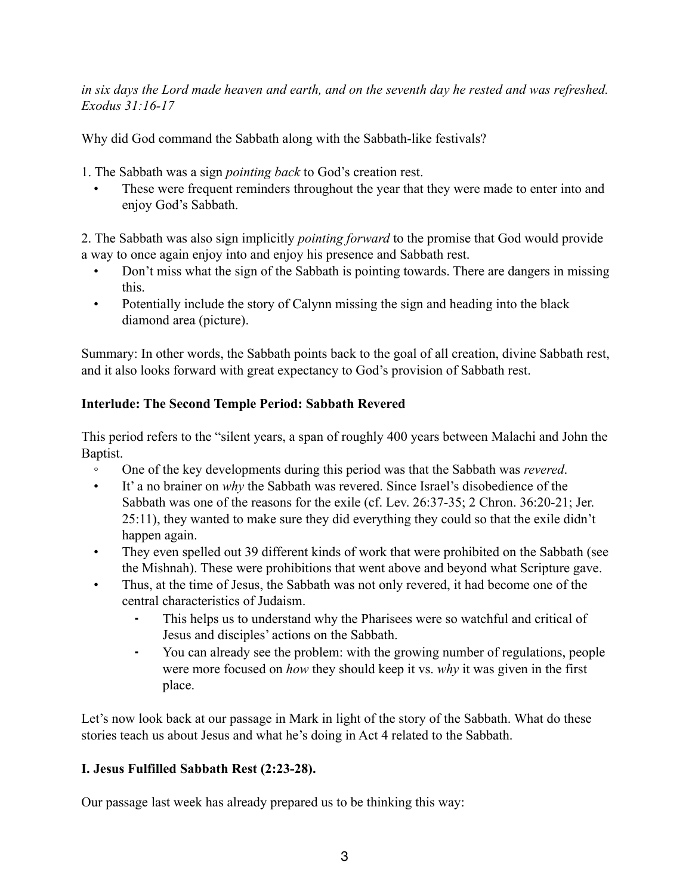*in six days the Lord made heaven and earth, and on the seventh day he rested and was refreshed. Exodus 31:16-17*

Why did God command the Sabbath along with the Sabbath-like festivals?

1. The Sabbath was a sign *pointing back* to God's creation rest.
    - These were frequent reminders throughout the year that they were made to enter into and enjoy God's Sabbath.

2. The Sabbath was also sign implicitly *pointing forward* to the promise that God would provide a way to once again enjoy into and enjoy his presence and Sabbath rest.
    - Don't miss what the sign of the Sabbath is pointing towards. There are dangers in missing this.
    - Potentially include the story of Calynn missing the sign and heading into the black diamond area (picture).

Summary: In other words, the Sabbath points back to the goal of all creation, divine Sabbath rest, and it also looks forward with great expectancy to God's provision of Sabbath rest.

**Interlude: The Second Temple Period: Sabbath Revered**

This period refers to the "silent years, a span of roughly 400 years between Malachi and John the Baptist.

- One of the key developments during this period was that the Sabbath was *revered*.
- It' a no brainer on *why* the Sabbath was revered. Since Israel's disobedience of the Sabbath was one of the reasons for the exile (cf. Lev. 26:37-35; 2 Chron. 36:20-21; Jer. 25:11), they wanted to make sure they did everything they could so that the exile didn't happen again.
- They even spelled out 39 different kinds of work that were prohibited on the Sabbath (see the Mishnah). These were prohibitions that went above and beyond what Scripture gave.
- Thus, at the time of Jesus, the Sabbath was not only revered, it had become one of the central characteristics of Judaism.
    - This helps us to understand why the Pharisees were so watchful and critical of Jesus and disciples' actions on the Sabbath.
    - You can already see the problem: with the growing number of regulations, people were more focused on *how* they should keep it vs. *why* it was given in the first place.

Let's now look back at our passage in Mark in light of the story of the Sabbath. What do these stories teach us about Jesus and what he's doing in Act 4 related to the Sabbath.

**I. Jesus Fulfilled Sabbath Rest (2:23-28).**

Our passage last week has already prepared us to be thinking this way: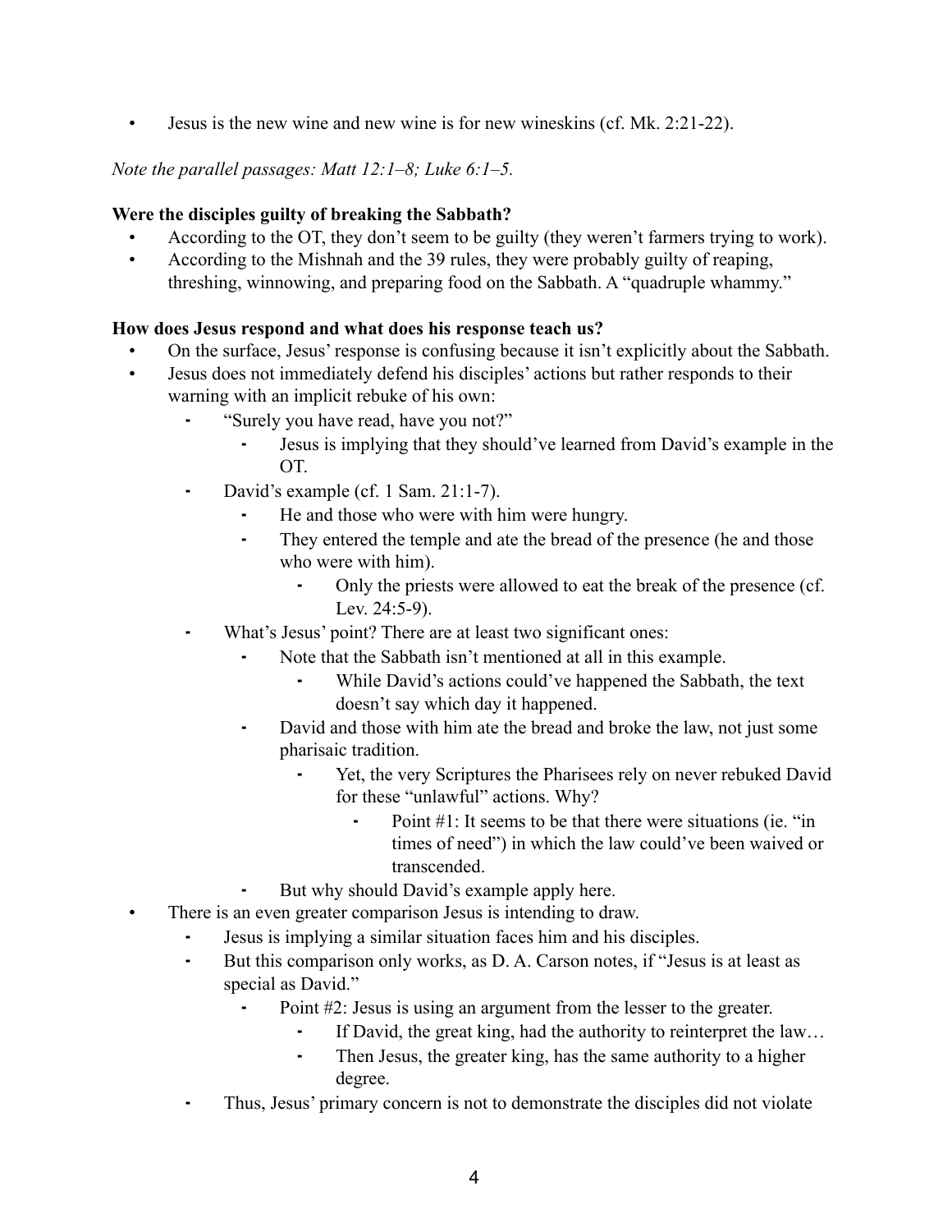- Jesus is the new wine and new wine is for new wineskins (cf. Mk. 2:21-22).

*Note the parallel passages: Matt 12:1–8; Luke 6:1–5.*

**Were the disciples guilty of breaking the Sabbath?**

- According to the OT, they don't seem to be guilty (they weren't farmers trying to work).
- According to the Mishnah and the 39 rules, they were probably guilty of reaping, threshing, winnowing, and preparing food on the Sabbath. A "quadruple whammy."

**How does Jesus respond and what does his response teach us?**

- On the surface, Jesus' response is confusing because it isn't explicitly about the Sabbath.
- Jesus does not immediately defend his disciples' actions but rather responds to their warning with an implicit rebuke of his own:
    - "Surely you have read, have you not?"
        - Jesus is implying that they should've learned from David's example in the OT.
    - David's example (cf. 1 Sam. 21:1-7).
        - He and those who were with him were hungry.
        - They entered the temple and ate the bread of the presence (he and those who were with him).
            - Only the priests were allowed to eat the break of the presence (cf. Lev. 24:5-9).
    - What's Jesus' point? There are at least two significant ones:
        - Note that the Sabbath isn't mentioned at all in this example.
            - While David's actions could've happened the Sabbath, the text doesn't say which day it happened.
        - David and those with him ate the bread and broke the law, not just some pharisaic tradition.
            - Yet, the very Scriptures the Pharisees rely on never rebuked David for these "unlawful" actions. Why?
                - Point #1: It seems to be that there were situations (ie. "in times of need") in which the law could've been waived or transcended.
        - But why should David's example apply here.
- There is an even greater comparison Jesus is intending to draw.
    - Jesus is implying a similar situation faces him and his disciples.
    - But this comparison only works, as D. A. Carson notes, if "Jesus is at least as special as David."
        - Point #2: Jesus is using an argument from the lesser to the greater.
            - If David, the great king, had the authority to reinterpret the law…
            - Then Jesus, the greater king, has the same authority to a higher degree.
    - Thus, Jesus' primary concern is not to demonstrate the disciples did not violate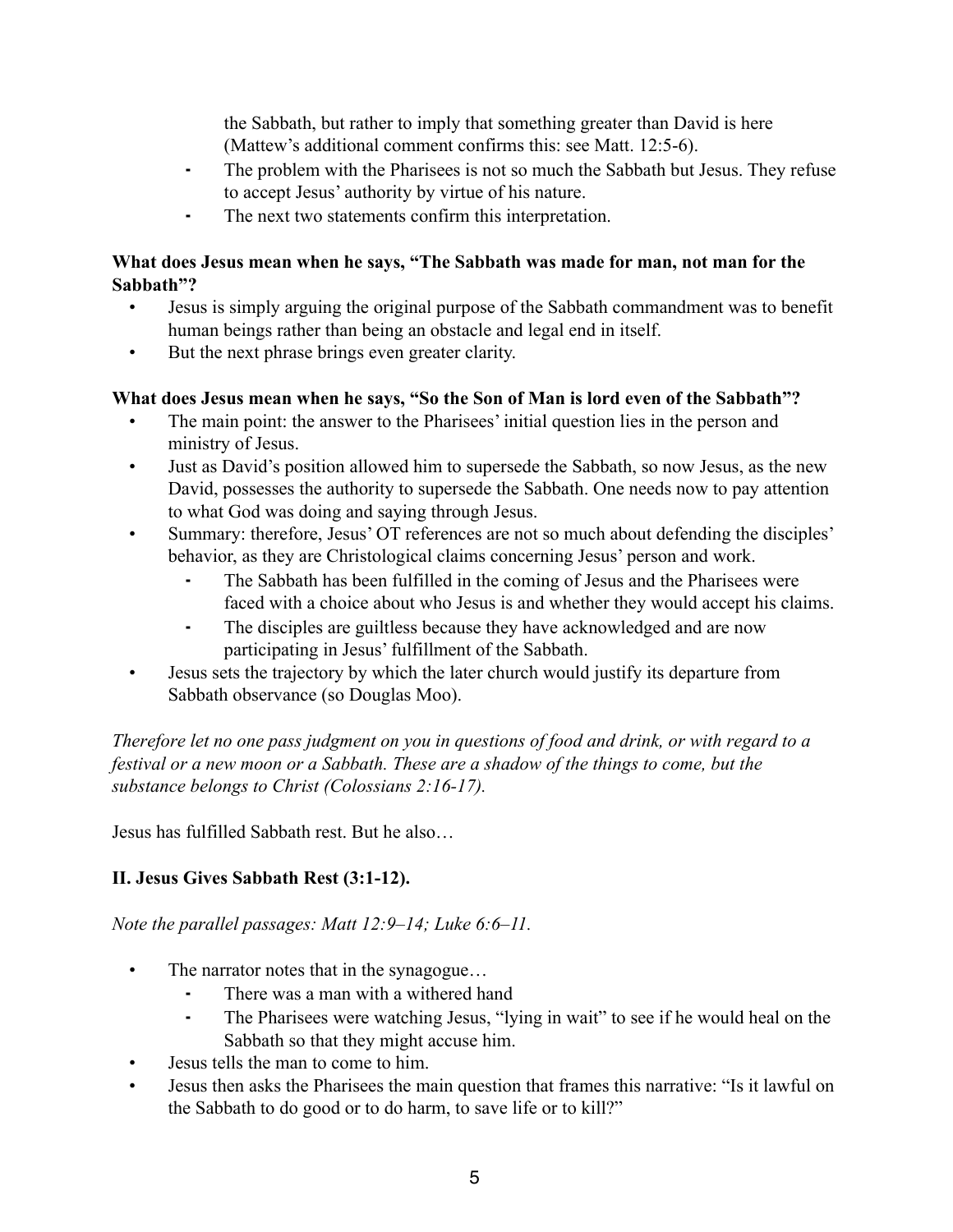the Sabbath, but rather to imply that something greater than David is here (Mattew's additional comment confirms this: see Matt. 12:5-6).

- The problem with the Pharisees is not so much the Sabbath but Jesus. They refuse to accept Jesus' authority by virtue of his nature.
- The next two statements confirm this interpretation.

**What does Jesus mean when he says, "The Sabbath was made for man, not man for the Sabbath"?**

- Jesus is simply arguing the original purpose of the Sabbath commandment was to benefit human beings rather than being an obstacle and legal end in itself.
- But the next phrase brings even greater clarity.

**What does Jesus mean when he says, "So the Son of Man is lord even of the Sabbath"?**

- The main point: the answer to the Pharisees' initial question lies in the person and ministry of Jesus.
- Just as David's position allowed him to supersede the Sabbath, so now Jesus, as the new David, possesses the authority to supersede the Sabbath. One needs now to pay attention to what God was doing and saying through Jesus.
- Summary: therefore, Jesus' OT references are not so much about defending the disciples' behavior, as they are Christological claims concerning Jesus' person and work.
    - The Sabbath has been fulfilled in the coming of Jesus and the Pharisees were faced with a choice about who Jesus is and whether they would accept his claims.
    - The disciples are guiltless because they have acknowledged and are now participating in Jesus' fulfillment of the Sabbath.
- Jesus sets the trajectory by which the later church would justify its departure from Sabbath observance (so Douglas Moo).

*Therefore let no one pass judgment on you in questions of food and drink, or with regard to a festival or a new moon or a Sabbath. These are a shadow of the things to come, but the substance belongs to Christ (Colossians 2:16-17).*

Jesus has fulfilled Sabbath rest. But he also…

**II. Jesus Gives Sabbath Rest (3:1-12).**

*Note the parallel passages: Matt 12:9–14; Luke 6:6–11.*

- The narrator notes that in the synagogue…
    - There was a man with a withered hand
    - The Pharisees were watching Jesus, "lying in wait" to see if he would heal on the Sabbath so that they might accuse him.
- Jesus tells the man to come to him.
- Jesus then asks the Pharisees the main question that frames this narrative: "Is it lawful on the Sabbath to do good or to do harm, to save life or to kill?"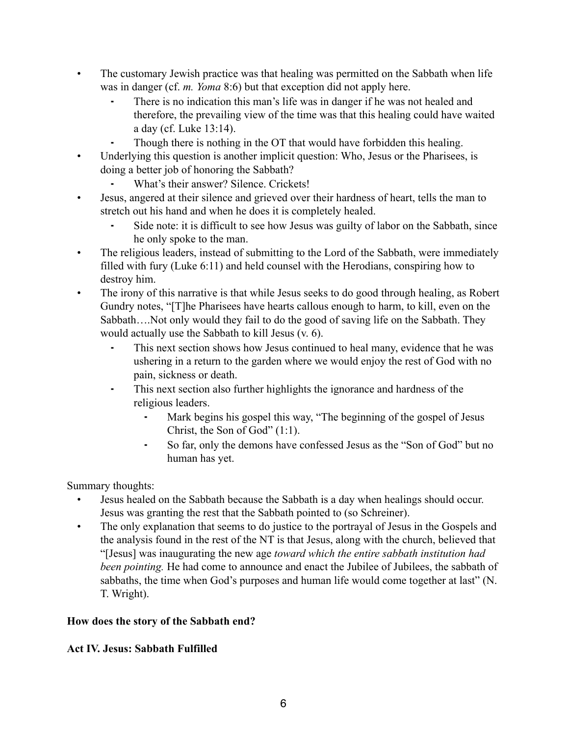- The customary Jewish practice was that healing was permitted on the Sabbath when life was in danger (cf. *m. Yoma* 8:6) but that exception did not apply here.
    - There is no indication this man's life was in danger if he was not healed and therefore, the prevailing view of the time was that this healing could have waited a day (cf. Luke 13:14).
    - Though there is nothing in the OT that would have forbidden this healing.
- Underlying this question is another implicit question: Who, Jesus or the Pharisees, is doing a better job of honoring the Sabbath?
    - What's their answer? Silence. Crickets!
- Jesus, angered at their silence and grieved over their hardness of heart, tells the man to stretch out his hand and when he does it is completely healed.
    - Side note: it is difficult to see how Jesus was guilty of labor on the Sabbath, since he only spoke to the man.
- The religious leaders, instead of submitting to the Lord of the Sabbath, were immediately filled with fury (Luke 6:11) and held counsel with the Herodians, conspiring how to destroy him.
- The irony of this narrative is that while Jesus seeks to do good through healing, as Robert Gundry notes, "[T]he Pharisees have hearts callous enough to harm, to kill, even on the Sabbath….Not only would they fail to do the good of saving life on the Sabbath. They would actually use the Sabbath to kill Jesus (v. 6).
    - This next section shows how Jesus continued to heal many, evidence that he was ushering in a return to the garden where we would enjoy the rest of God with no pain, sickness or death.
    - This next section also further highlights the ignorance and hardness of the religious leaders.
        - Mark begins his gospel this way, "The beginning of the gospel of Jesus Christ, the Son of God" (1:1).
        - So far, only the demons have confessed Jesus as the "Son of God" but no human has yet.

Summary thoughts:

- Jesus healed on the Sabbath because the Sabbath is a day when healings should occur. Jesus was granting the rest that the Sabbath pointed to (so Schreiner).
- The only explanation that seems to do justice to the portrayal of Jesus in the Gospels and the analysis found in the rest of the NT is that Jesus, along with the church, believed that "[Jesus] was inaugurating the new age *toward which the entire sabbath institution had been pointing.* He had come to announce and enact the Jubilee of Jubilees, the sabbath of sabbaths, the time when God's purposes and human life would come together at last" (N. T. Wright).

**How does the story of the Sabbath end?**

**Act IV. Jesus: Sabbath Fulfilled**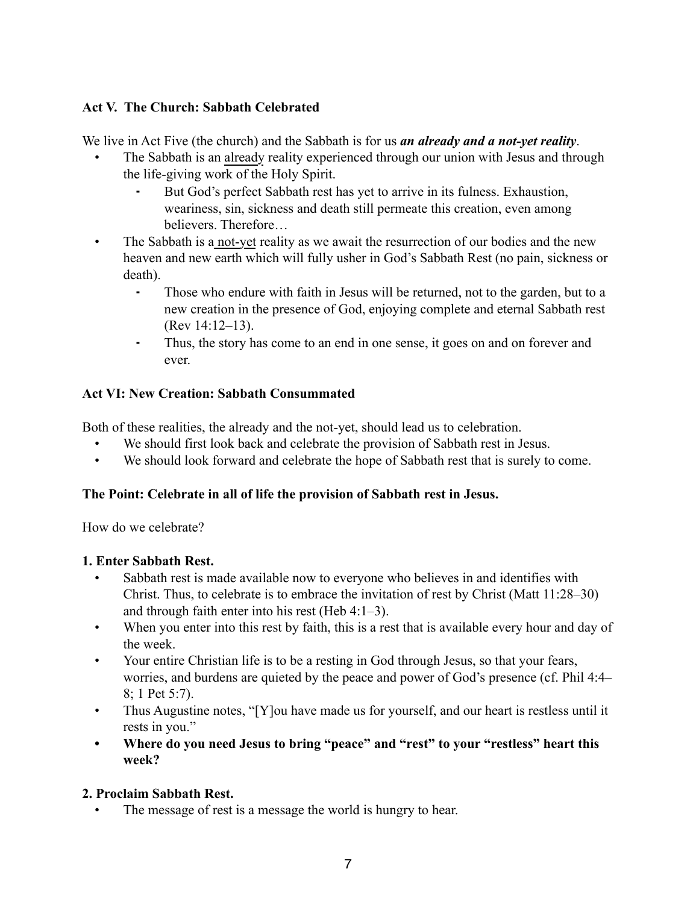**Act V. The Church: Sabbath Celebrated**

We live in Act Five (the church) and the Sabbath is for us ***an already and a not-yet reality***.

- The Sabbath is an <u>already</u> reality experienced through our union with Jesus and through the life-giving work of the Holy Spirit.
  - But God's perfect Sabbath rest has yet to arrive in its fulness. Exhaustion, weariness, sin, sickness and death still permeate this creation, even among believers. Therefore…
- The Sabbath is a <u>not-yet</u> reality as we await the resurrection of our bodies and the new heaven and new earth which will fully usher in God's Sabbath Rest (no pain, sickness or death).
  - Those who endure with faith in Jesus will be returned, not to the garden, but to a new creation in the presence of God, enjoying complete and eternal Sabbath rest (Rev 14:12–13).
  - Thus, the story has come to an end in one sense, it goes on and on forever and ever.

**Act VI: New Creation: Sabbath Consummated**

Both of these realities, the already and the not-yet, should lead us to celebration.

- We should first look back and celebrate the provision of Sabbath rest in Jesus.
- We should look forward and celebrate the hope of Sabbath rest that is surely to come.

**The Point: Celebrate in all of life the provision of Sabbath rest in Jesus.**

How do we celebrate?

**1. Enter Sabbath Rest.**

- Sabbath rest is made available now to everyone who believes in and identifies with Christ. Thus, to celebrate is to embrace the invitation of rest by Christ (Matt 11:28–30) and through faith enter into his rest (Heb 4:1–3).
- When you enter into this rest by faith, this is a rest that is available every hour and day of the week.
- Your entire Christian life is to be a resting in God through Jesus, so that your fears, worries, and burdens are quieted by the peace and power of God's presence (cf. Phil 4:4–8; 1 Pet 5:7).
- Thus Augustine notes, "[Y]ou have made us for yourself, and our heart is restless until it rests in you."
- **Where do you need Jesus to bring "peace" and "rest" to your "restless" heart this week?**

**2. Proclaim Sabbath Rest.**

- The message of rest is a message the world is hungry to hear.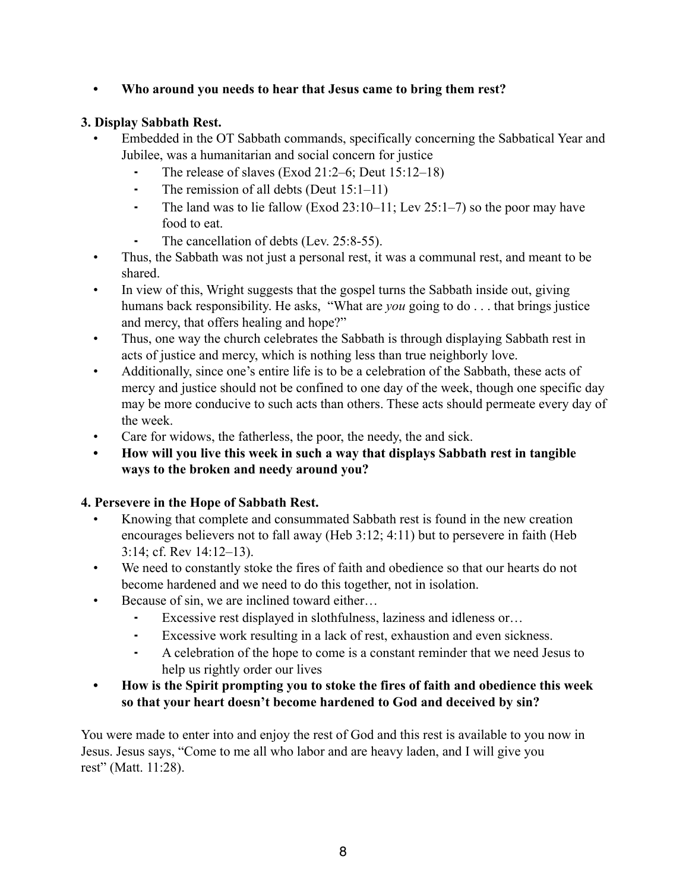- **Who around you needs to hear that Jesus came to bring them rest?**

**3. Display Sabbath Rest.**

- Embedded in the OT Sabbath commands, specifically concerning the Sabbatical Year and Jubilee, was a humanitarian and social concern for justice
  - The release of slaves (Exod 21:2–6; Deut 15:12–18)
  - The remission of all debts (Deut 15:1–11)
  - The land was to lie fallow (Exod 23:10–11; Lev 25:1–7) so the poor may have food to eat.
  - The cancellation of debts (Lev. 25:8-55).
- Thus, the Sabbath was not just a personal rest, it was a communal rest, and meant to be shared.
- In view of this, Wright suggests that the gospel turns the Sabbath inside out, giving humans back responsibility. He asks, "What are *you* going to do . . . that brings justice and mercy, that offers healing and hope?"
- Thus, one way the church celebrates the Sabbath is through displaying Sabbath rest in acts of justice and mercy, which is nothing less than true neighborly love.
- Additionally, since one's entire life is to be a celebration of the Sabbath, these acts of mercy and justice should not be confined to one day of the week, though one specific day may be more conducive to such acts than others. These acts should permeate every day of the week.
- Care for widows, the fatherless, the poor, the needy, the and sick.
- **How will you live this week in such a way that displays Sabbath rest in tangible ways to the broken and needy around you?**

**4. Persevere in the Hope of Sabbath Rest.**

- Knowing that complete and consummated Sabbath rest is found in the new creation encourages believers not to fall away (Heb 3:12; 4:11) but to persevere in faith (Heb 3:14; cf. Rev 14:12–13).
- We need to constantly stoke the fires of faith and obedience so that our hearts do not become hardened and we need to do this together, not in isolation.
- Because of sin, we are inclined toward either…
  - Excessive rest displayed in slothfulness, laziness and idleness or…
  - Excessive work resulting in a lack of rest, exhaustion and even sickness.
  - A celebration of the hope to come is a constant reminder that we need Jesus to help us rightly order our lives
- **How is the Spirit prompting you to stoke the fires of faith and obedience this week so that your heart doesn't become hardened to God and deceived by sin?**

You were made to enter into and enjoy the rest of God and this rest is available to you now in Jesus. Jesus says, "Come to me all who labor and are heavy laden, and I will give you rest" (Matt. 11:28).